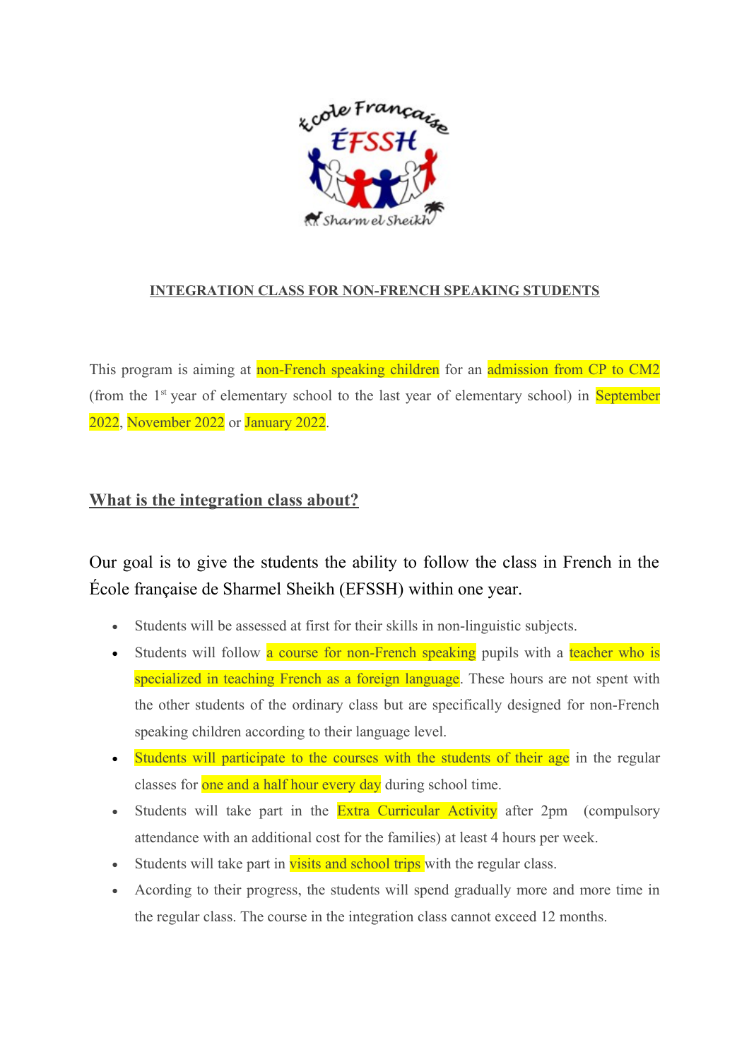**INTEGRATION CLASS FOR NON-FRENCH SPEAKING STUDENTS**

This program is aiming at non-French speaking children for an admission from CP to CM2 (from the 1st year of elementary school to the last year of elementary school) in September 2022, November 2022 or January 2022.

## What is the integration class about?

Our goal is to give the students the ability to follow the class in French in the École française de Sharmel Sheikh (EFSSH) within one year.

- Students will be assessed at first for their skills in non-linguistic subjects.
- Students will follow a course for non-French speaking pupils with a teacher who is specialized in teaching French as a foreign language. These hours are not spent with the other students of the ordinary class but are specifically designed for non-French speaking children according to their language level.
- Students will participate to the courses with the students of their age in the regular classes for one and a half hour every day during school time.
- Students will take part in the Extra Curricular Activity after 2pm (compulsory attendance with an additional cost for the families) at least 4 hours per week.
- Students will take part in visits and school trips with the regular class.
- Acording to their progress, the students will spend gradually more and more time in the regular class. The course in the integration class cannot exceed 12 months.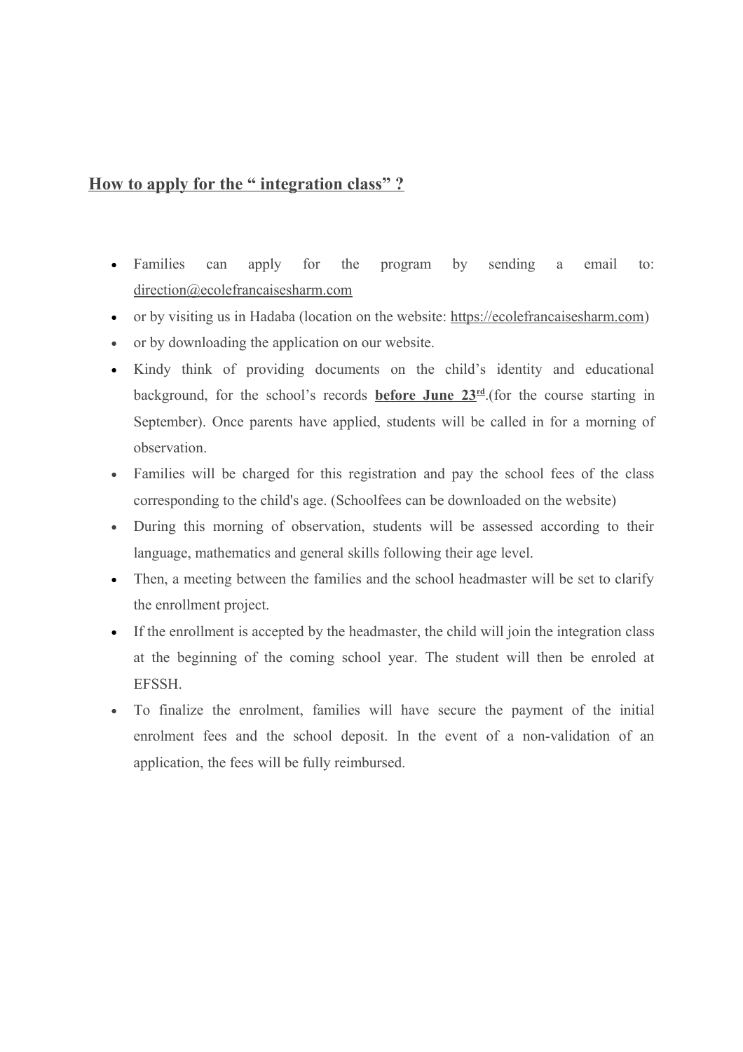## How to apply for the " integration class" ?

- Families can apply for the program by sending a email to: direction@ecolefrancaisesharm.com
- or by visiting us in Hadaba (location on the website: https://ecolefrancaisesharm.com)
- or by downloading the application on our website.
- Kindy think of providing documents on the child's identity and educational background, for the school's records **before June 23rd**.(for the course starting in September). Once parents have applied, students will be called in for a morning of observation.
- Families will be charged for this registration and pay the school fees of the class corresponding to the child's age. (Schoolfees can be downloaded on the website)
- During this morning of observation, students will be assessed according to their language, mathematics and general skills following their age level.
- Then, a meeting between the families and the school headmaster will be set to clarify the enrollment project.
- If the enrollment is accepted by the headmaster, the child will join the integration class at the beginning of the coming school year. The student will then be enroled at EFSSH.
- To finalize the enrolment, families will have secure the payment of the initial enrolment fees and the school deposit. In the event of a non-validation of an application, the fees will be fully reimbursed.